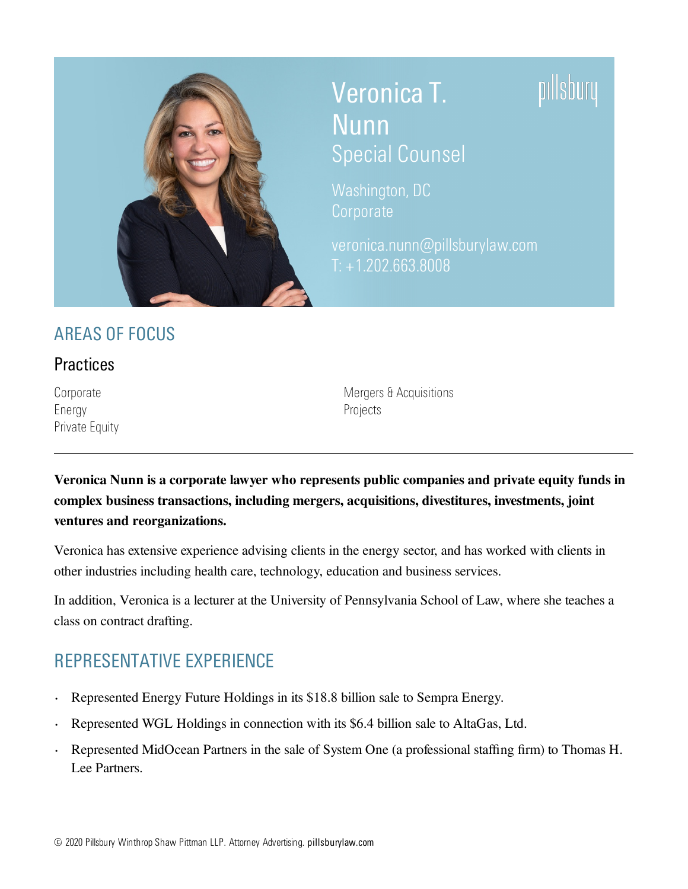# Veronica T. Nunn

## Special Counsel

Washington, DC
Corporate

veronica.nunn@pillsburylaw.com
T: +1.202.663.8008

## AREAS OF FOCUS

### Practices

Corporate
Energy
Private Equity
Mergers & Acquisitions
Projects

---

**Veronica Nunn is a corporate lawyer who represents public companies and private equity funds in complex business transactions, including mergers, acquisitions, divestitures, investments, joint ventures and reorganizations.**

Veronica has extensive experience advising clients in the energy sector, and has worked with clients in other industries including health care, technology, education and business services.

In addition, Veronica is a lecturer at the University of Pennsylvania School of Law, where she teaches a class on contract drafting.

## REPRESENTATIVE EXPERIENCE

- Represented Energy Future Holdings in its $18.8 billion sale to Sempra Energy.
- Represented WGL Holdings in connection with its $6.4 billion sale to AltaGas, Ltd.
- Represented MidOcean Partners in the sale of System One (a professional staffing firm) to Thomas H. Lee Partners.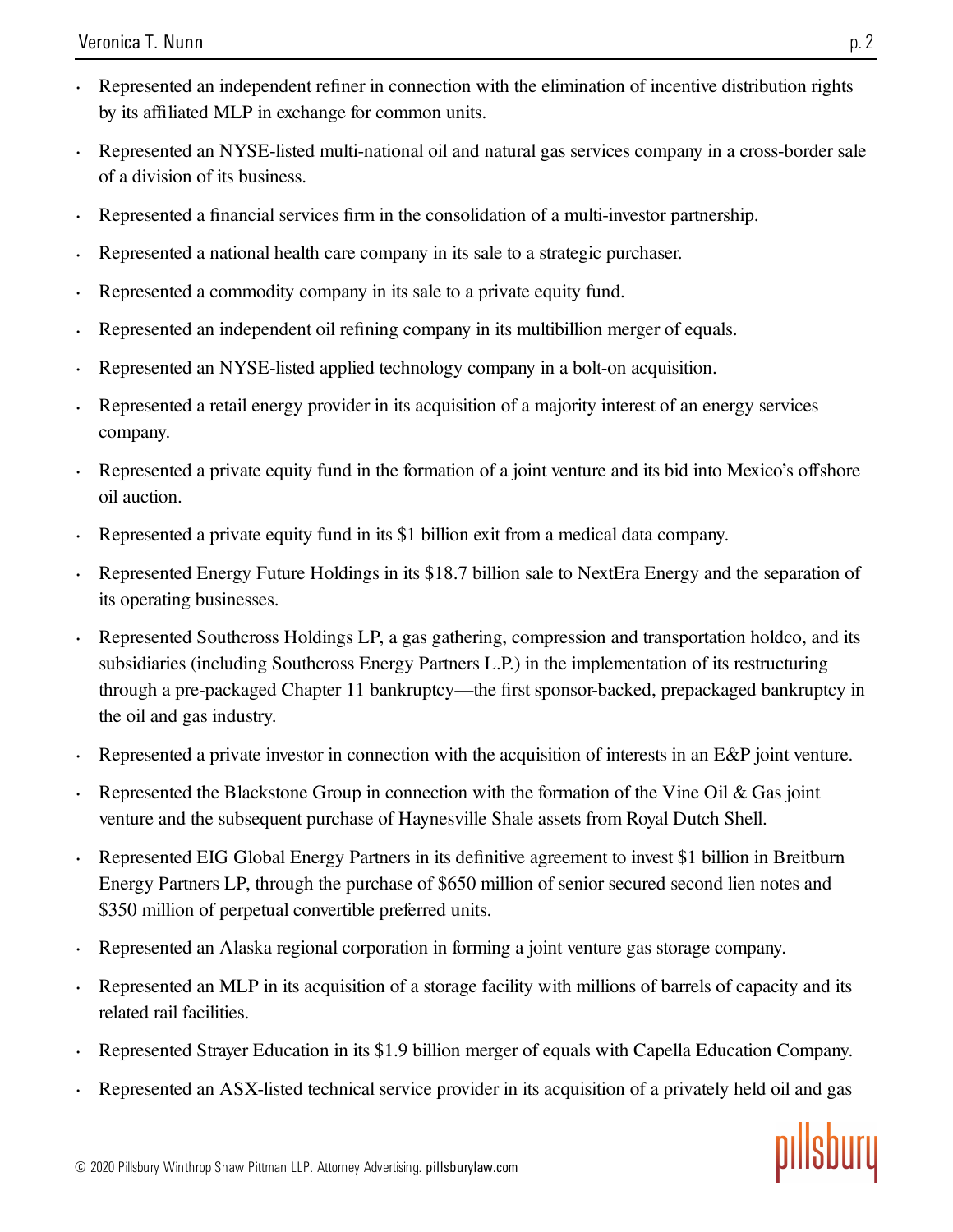- Represented an independent refiner in connection with the elimination of incentive distribution rights by its affiliated MLP in exchange for common units.
- Represented an NYSE-listed multi-national oil and natural gas services company in a cross-border sale of a division of its business.
- Represented a financial services firm in the consolidation of a multi-investor partnership.
- Represented a national health care company in its sale to a strategic purchaser.
- Represented a commodity company in its sale to a private equity fund.
- Represented an independent oil refining company in its multibillion merger of equals.
- Represented an NYSE-listed applied technology company in a bolt-on acquisition.
- Represented a retail energy provider in its acquisition of a majority interest of an energy services company.
- Represented a private equity fund in the formation of a joint venture and its bid into Mexico's offshore oil auction.
- Represented a private equity fund in its $1 billion exit from a medical data company.
- Represented Energy Future Holdings in its $18.7 billion sale to NextEra Energy and the separation of its operating businesses.
- Represented Southcross Holdings LP, a gas gathering, compression and transportation holdco, and its subsidiaries (including Southcross Energy Partners L.P.) in the implementation of its restructuring through a pre-packaged Chapter 11 bankruptcy—the first sponsor-backed, prepackaged bankruptcy in the oil and gas industry.
- Represented a private investor in connection with the acquisition of interests in an E&P joint venture.
- Represented the Blackstone Group in connection with the formation of the Vine Oil & Gas joint venture and the subsequent purchase of Haynesville Shale assets from Royal Dutch Shell.
- Represented EIG Global Energy Partners in its definitive agreement to invest $1 billion in Breitburn Energy Partners LP, through the purchase of $650 million of senior secured second lien notes and $350 million of perpetual convertible preferred units.
- Represented an Alaska regional corporation in forming a joint venture gas storage company.
- Represented an MLP in its acquisition of a storage facility with millions of barrels of capacity and its related rail facilities.
- Represented Strayer Education in its $1.9 billion merger of equals with Capella Education Company.
- Represented an ASX-listed technical service provider in its acquisition of a privately held oil and gas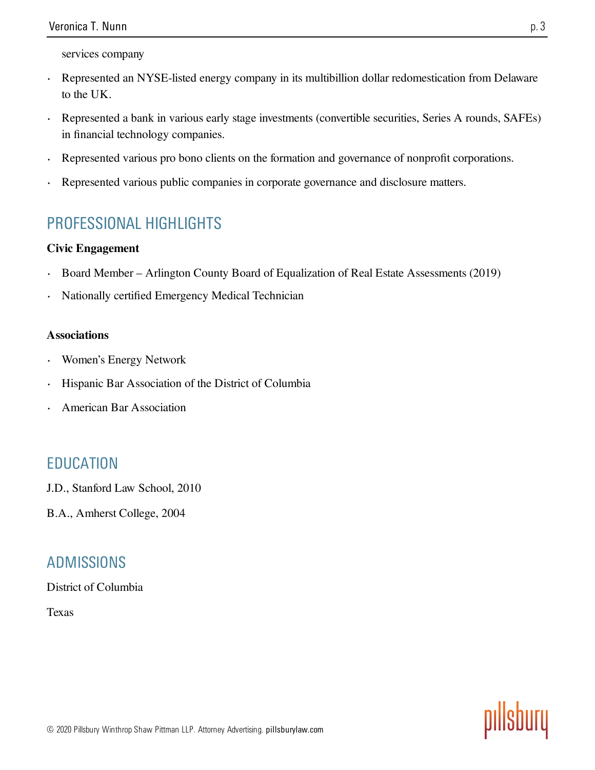services company

- Represented an NYSE-listed energy company in its multibillion dollar redomestication from Delaware to the UK.
- Represented a bank in various early stage investments (convertible securities, Series A rounds, SAFEs) in financial technology companies.
- Represented various pro bono clients on the formation and governance of nonprofit corporations.
- Represented various public companies in corporate governance and disclosure matters.

## PROFESSIONAL HIGHLIGHTS

**Civic Engagement**

- Board Member – Arlington County Board of Equalization of Real Estate Assessments (2019)
- Nationally certified Emergency Medical Technician

**Associations**

- Women's Energy Network
- Hispanic Bar Association of the District of Columbia
- American Bar Association

## EDUCATION

J.D., Stanford Law School, 2010

B.A., Amherst College, 2004

## ADMISSIONS

District of Columbia

Texas

© 2020 Pillsbury Winthrop Shaw Pittman LLP. Attorney Advertising. pillsburylaw.com